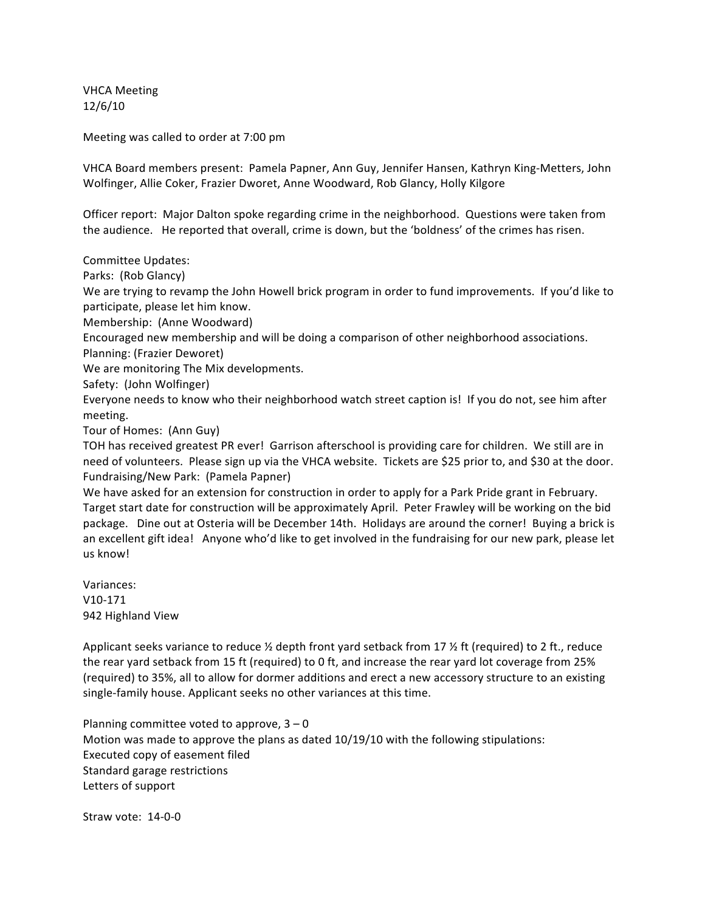VHCA Meeting
12/6/10

Meeting was called to order at 7:00 pm

VHCA Board members present: Pamela Papner, Ann Guy, Jennifer Hansen, Kathryn King-Metters, John Wolfinger, Allie Coker, Frazier Dworet, Anne Woodward, Rob Glancy, Holly Kilgore

Officer report: Major Dalton spoke regarding crime in the neighborhood. Questions were taken from the audience. He reported that overall, crime is down, but the 'boldness' of the crimes has risen.

Committee Updates:
Parks: (Rob Glancy)
We are trying to revamp the John Howell brick program in order to fund improvements. If you'd like to participate, please let him know.
Membership: (Anne Woodward)
Encouraged new membership and will be doing a comparison of other neighborhood associations.
Planning: (Frazier Deworet)
We are monitoring The Mix developments.
Safety: (John Wolfinger)
Everyone needs to know who their neighborhood watch street caption is! If you do not, see him after meeting.
Tour of Homes: (Ann Guy)
TOH has received greatest PR ever! Garrison afterschool is providing care for children. We still are in need of volunteers. Please sign up via the VHCA website. Tickets are $25 prior to, and $30 at the door.
Fundraising/New Park: (Pamela Papner)
We have asked for an extension for construction in order to apply for a Park Pride grant in February. Target start date for construction will be approximately April. Peter Frawley will be working on the bid package. Dine out at Osteria will be December 14th. Holidays are around the corner! Buying a brick is an excellent gift idea! Anyone who'd like to get involved in the fundraising for our new park, please let us know!

Variances:
V10-171
942 Highland View

Applicant seeks variance to reduce ½ depth front yard setback from 17 ½ ft (required) to 2 ft., reduce the rear yard setback from 15 ft (required) to 0 ft, and increase the rear yard lot coverage from 25% (required) to 35%, all to allow for dormer additions and erect a new accessory structure to an existing single-family house. Applicant seeks no other variances at this time.

Planning committee voted to approve, 3 – 0
Motion was made to approve the plans as dated 10/19/10 with the following stipulations:
Executed copy of easement filed
Standard garage restrictions
Letters of support

Straw vote: 14-0-0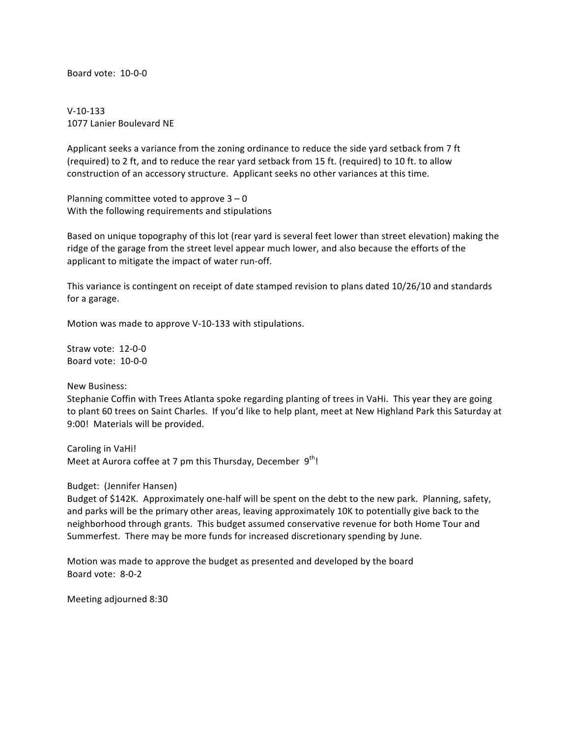Board vote: 10-0-0

V-10-133
1077 Lanier Boulevard NE

Applicant seeks a variance from the zoning ordinance to reduce the side yard setback from 7 ft (required) to 2 ft, and to reduce the rear yard setback from 15 ft. (required) to 10 ft. to allow construction of an accessory structure. Applicant seeks no other variances at this time.

Planning committee voted to approve 3 – 0
With the following requirements and stipulations

Based on unique topography of this lot (rear yard is several feet lower than street elevation) making the ridge of the garage from the street level appear much lower, and also because the efforts of the applicant to mitigate the impact of water run-off.

This variance is contingent on receipt of date stamped revision to plans dated 10/26/10 and standards for a garage.

Motion was made to approve V-10-133 with stipulations.

Straw vote: 12-0-0
Board vote: 10-0-0

New Business:
Stephanie Coffin with Trees Atlanta spoke regarding planting of trees in VaHi. This year they are going to plant 60 trees on Saint Charles. If you'd like to help plant, meet at New Highland Park this Saturday at 9:00! Materials will be provided.

Caroling in VaHi!
Meet at Aurora coffee at 7 pm this Thursday, December 9th!

Budget: (Jennifer Hansen)
Budget of $142K. Approximately one-half will be spent on the debt to the new park. Planning, safety, and parks will be the primary other areas, leaving approximately 10K to potentially give back to the neighborhood through grants. This budget assumed conservative revenue for both Home Tour and Summerfest. There may be more funds for increased discretionary spending by June.

Motion was made to approve the budget as presented and developed by the board
Board vote: 8-0-2

Meeting adjourned 8:30